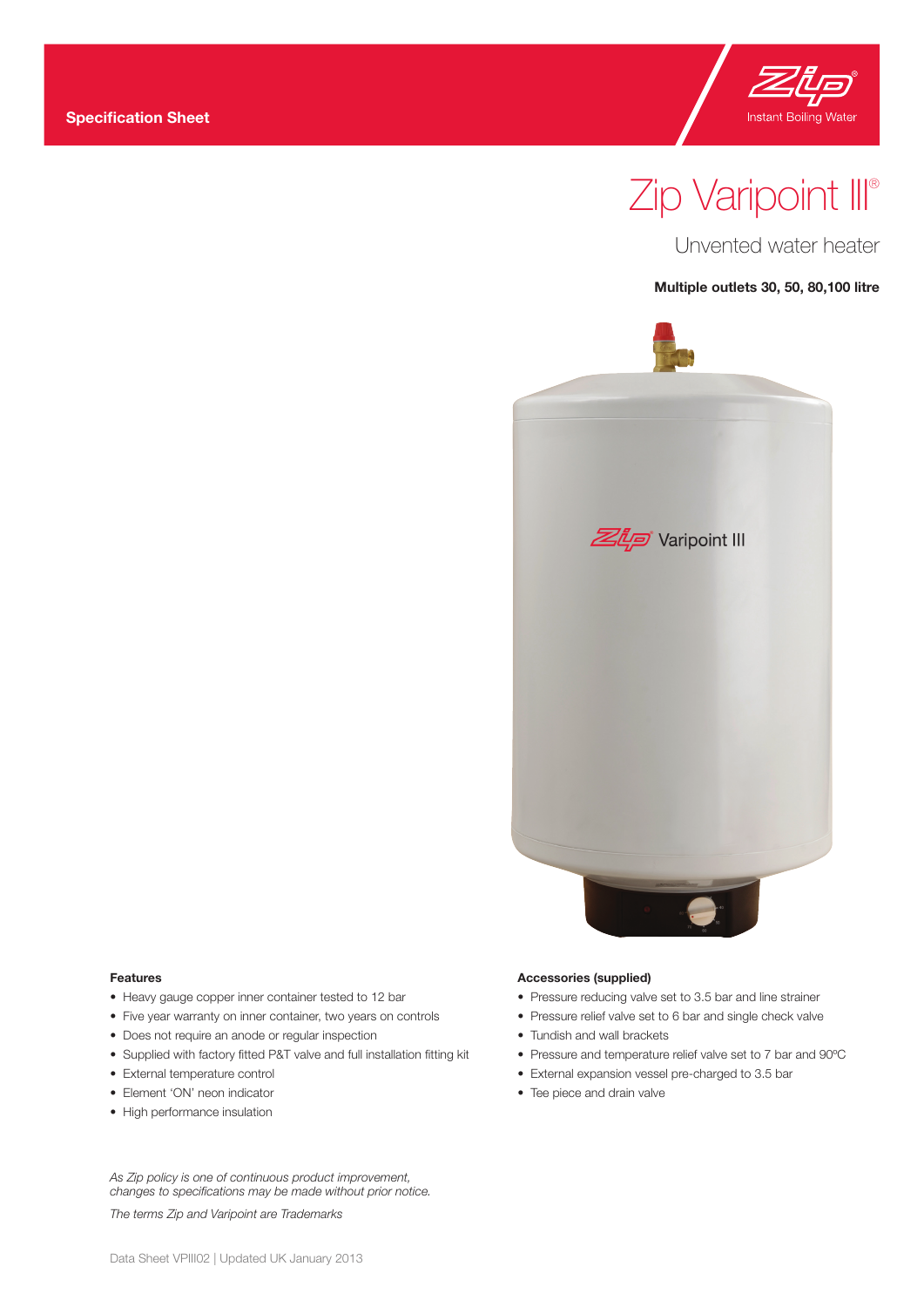Specification Sheet

Zip Instant Boiling Water

# Zip Varipoint III®

## Unvented water heater

**Multiple outlets 30, 50, 80,100 litre**

### Features

- Heavy gauge copper inner container tested to 12 bar
- Five year warranty on inner container, two years on controls
- Does not require an anode or regular inspection
- Supplied with factory fitted P&T valve and full installation fitting kit
- External temperature control
- Element 'ON' neon indicator
- High performance insulation

### Accessories (supplied)

- Pressure reducing valve set to 3.5 bar and line strainer
- Pressure relief valve set to 6 bar and single check valve
- Tundish and wall brackets
- Pressure and temperature relief valve set to 7 bar and 90ºC
- External expansion vessel pre-charged to 3.5 bar
- Tee piece and drain valve

*As Zip policy is one of continuous product improvement, changes to specifications may be made without prior notice.*

*The terms Zip and Varipoint are Trademarks*

Data Sheet VPIII02 | Updated UK January 2013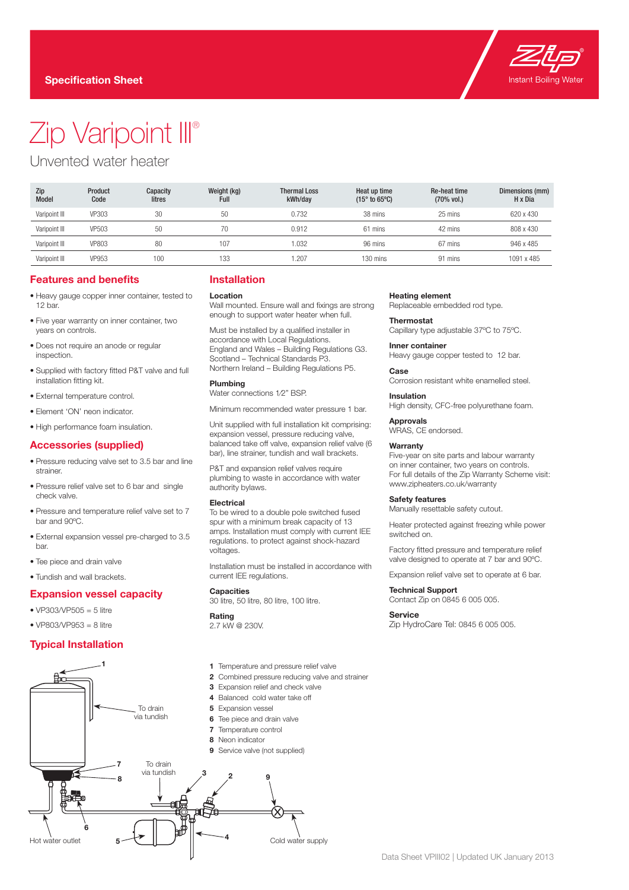Specification Sheet

Instant Boiling Water

# Zip Varipoint III®

## Unvented water heater

| Zip Model | Product Code | Capacity litres | Weight (kg) Full | Thermal Loss kWh/day | Heat up time (15° to 65ºC) | Re-heat time (70% vol.) | Dimensions (mm) H x Dia |
|---|---|---|---|---|---|---|---|
| Varipoint III | VP303 | 30 | 50 | 0.732 | 38 mins | 25 mins | 620 x 430 |
| Varipoint III | VP503 | 50 | 70 | 0.912 | 61 mins | 42 mins | 808 x 430 |
| Varipoint III | VP803 | 80 | 107 | 1.032 | 96 mins | 67 mins | 946 x 485 |
| Varipoint III | VP953 | 100 | 133 | 1.207 | 130 mins | 91 mins | 1091 x 485 |

## Features and benefits

- Heavy gauge copper inner container, tested to 12 bar.
- Five year warranty on inner container, two years on controls.
- Does not require an anode or regular inspection.
- Supplied with factory fitted P&T valve and full installation fitting kit.
- External temperature control.
- Element 'ON' neon indicator.
- High performance foam insulation.

## Accessories (supplied)

- Pressure reducing valve set to 3.5 bar and line strainer.
- Pressure relief valve set to 6 bar and single check valve.
- Pressure and temperature relief valve set to 7 bar and 90ºC.
- External expansion vessel pre-charged to 3.5 bar.
- Tee piece and drain valve
- Tundish and wall brackets.

## Expansion vessel capacity

- VP303/VP505 = 5 litre
- VP803/VP953 = 8 litre

## Installation

**Location**
Wall mounted. Ensure wall and fixings are strong enough to support water heater when full.

Must be installed by a qualified installer in accordance with Local Regulations.
England and Wales – Building Regulations G3.
Scotland – Technical Standards P3.
Northern Ireland – Building Regulations P5.

**Plumbing**
Water connections 1/2" BSP.

Minimum recommended water pressure 1 bar.

Unit supplied with full installation kit comprising: expansion vessel, pressure reducing valve, balanced take off valve, expansion relief valve (6 bar), line strainer, tundish and wall brackets.

P&T and expansion relief valves require plumbing to waste in accordance with water authority bylaws.

**Electrical**
To be wired to a double pole switched fused spur with a minimum break capacity of 13 amps. Installation must comply with current IEE regulations. to protect against shock-hazard voltages.

Installation must be installed in accordance with current IEE regulations.

**Capacities**
30 litre, 50 litre, 80 litre, 100 litre.

**Rating**
2.7 kW @ 230V.

**Heating element**
Replaceable embedded rod type.

**Thermostat**
Capillary type adjustable 37ºC to 75ºC.

**Inner container**
Heavy gauge copper tested to 12 bar.

**Case**
Corrosion resistant white enamelled steel.

**Insulation**
High density, CFC-free polyurethane foam.

**Approvals**
WRAS, CE endorsed.

**Warranty**
Five-year on site parts and labour warranty on inner container, two years on controls.
For full details of the Zip Warranty Scheme visit: www.zipheaters.co.uk/warranty

**Safety features**
Manually resettable safety cutout.

Heater protected against freezing while power switched on.

Factory fitted pressure and temperature relief valve designed to operate at 7 bar and 90ºC.

Expansion relief valve set to operate at 6 bar.

**Technical Support**
Contact Zip on 0845 6 005 005.

**Service**
Zip HydroCare Tel: 0845 6 005 005.

## Typical Installation

To drain via tundish

To drain via tundish

Hot water outlet

Cold water supply

1. Temperature and pressure relief valve
2. Combined pressure reducing valve and strainer
3. Expansion relief and check valve
4. Balanced cold water take off
5. Expansion vessel
6. Tee piece and drain valve
7. Temperature control
8. Neon indicator
9. Service valve (not supplied)

Data Sheet VPIII02 | Updated UK January 2013